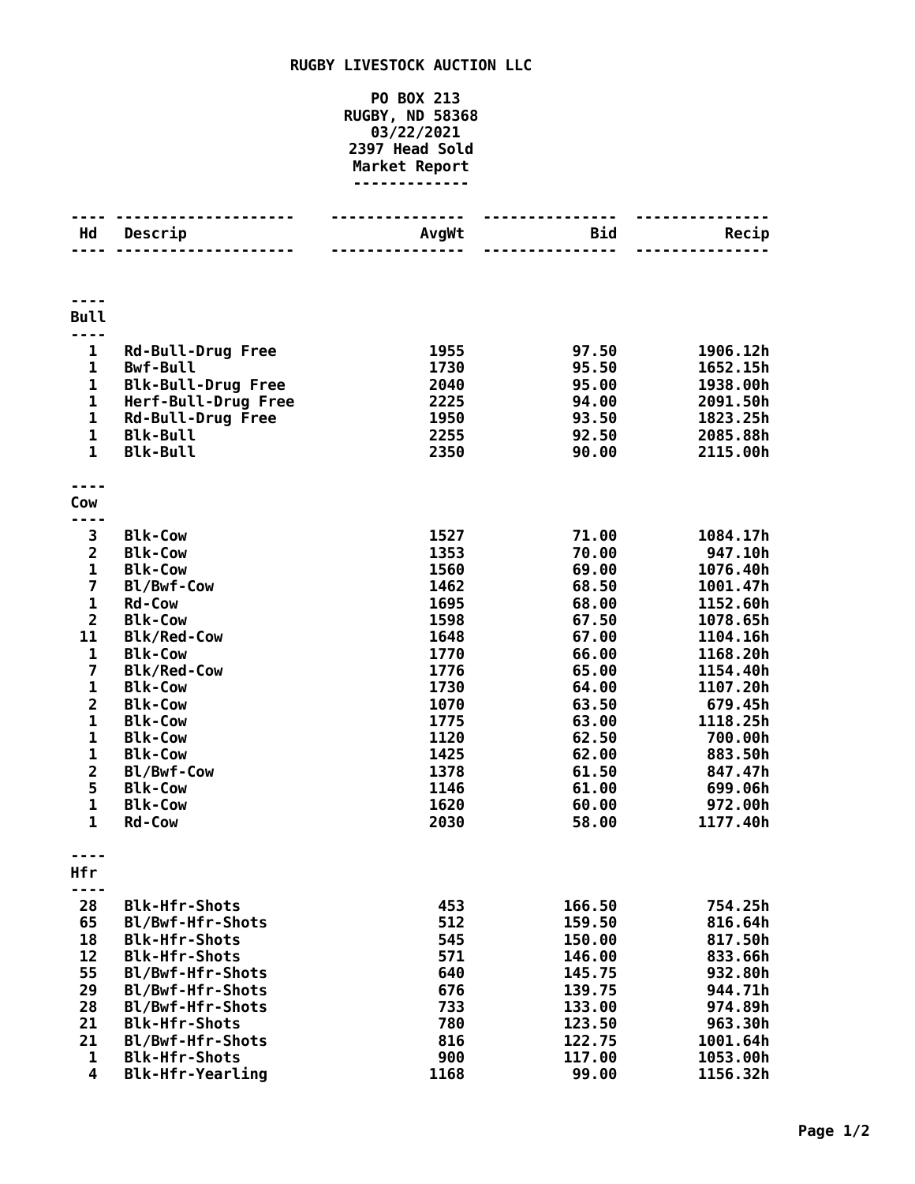# RUGBY LIVESTOCK AUCTION LLC

**PO BOX 213**
**RUGBY, ND 58368**
**03/22/2021**
**2397 Head Sold**
**Market Report**

| Hd | Descrip | AvgWt | Bid | Recip |
|---|---|---|---|---|
| **Bull** | | | | |
| 1 | Rd-Bull-Drug Free | 1955 | 97.50 | 1906.12h |
| 1 | Bwf-Bull | 1730 | 95.50 | 1652.15h |
| 1 | Blk-Bull-Drug Free | 2040 | 95.00 | 1938.00h |
| 1 | Herf-Bull-Drug Free | 2225 | 94.00 | 2091.50h |
| 1 | Rd-Bull-Drug Free | 1950 | 93.50 | 1823.25h |
| 1 | Blk-Bull | 2255 | 92.50 | 2085.88h |
| 1 | Blk-Bull | 2350 | 90.00 | 2115.00h |
| **Cow** | | | | |
| 3 | Blk-Cow | 1527 | 71.00 | 1084.17h |
| 2 | Blk-Cow | 1353 | 70.00 | 947.10h |
| 1 | Blk-Cow | 1560 | 69.00 | 1076.40h |
| 7 | Bl/Bwf-Cow | 1462 | 68.50 | 1001.47h |
| 1 | Rd-Cow | 1695 | 68.00 | 1152.60h |
| 2 | Blk-Cow | 1598 | 67.50 | 1078.65h |
| 11 | Blk/Red-Cow | 1648 | 67.00 | 1104.16h |
| 1 | Blk-Cow | 1770 | 66.00 | 1168.20h |
| 7 | Blk/Red-Cow | 1776 | 65.00 | 1154.40h |
| 1 | Blk-Cow | 1730 | 64.00 | 1107.20h |
| 2 | Blk-Cow | 1070 | 63.50 | 679.45h |
| 1 | Blk-Cow | 1775 | 63.00 | 1118.25h |
| 1 | Blk-Cow | 1120 | 62.50 | 700.00h |
| 1 | Blk-Cow | 1425 | 62.00 | 883.50h |
| 2 | Bl/Bwf-Cow | 1378 | 61.50 | 847.47h |
| 5 | Blk-Cow | 1146 | 61.00 | 699.06h |
| 1 | Blk-Cow | 1620 | 60.00 | 972.00h |
| 1 | Rd-Cow | 2030 | 58.00 | 1177.40h |
| **Hfr** | | | | |
| 28 | Blk-Hfr-Shots | 453 | 166.50 | 754.25h |
| 65 | Bl/Bwf-Hfr-Shots | 512 | 159.50 | 816.64h |
| 18 | Blk-Hfr-Shots | 545 | 150.00 | 817.50h |
| 12 | Blk-Hfr-Shots | 571 | 146.00 | 833.66h |
| 55 | Bl/Bwf-Hfr-Shots | 640 | 145.75 | 932.80h |
| 29 | Bl/Bwf-Hfr-Shots | 676 | 139.75 | 944.71h |
| 28 | Bl/Bwf-Hfr-Shots | 733 | 133.00 | 974.89h |
| 21 | Blk-Hfr-Shots | 780 | 123.50 | 963.30h |
| 21 | Bl/Bwf-Hfr-Shots | 816 | 122.75 | 1001.64h |
| 1 | Blk-Hfr-Shots | 900 | 117.00 | 1053.00h |
| 4 | Blk-Hfr-Yearling | 1168 | 99.00 | 1156.32h |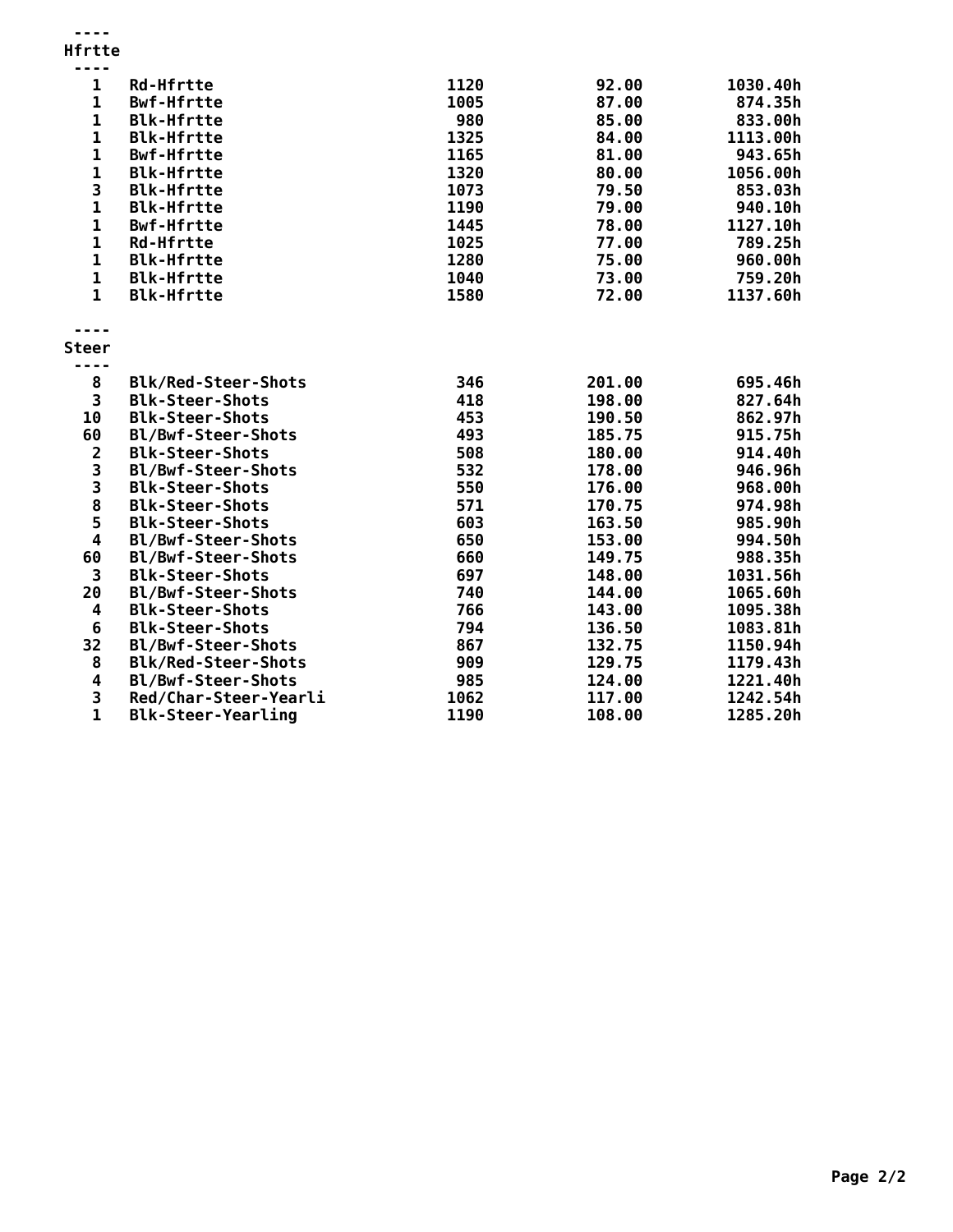## Hfrtte

| | | | | |
|---|---|---|---|---|
| 1 | Rd-Hfrtte | 1120 | 92.00 | 1030.40h |
| 1 | Bwf-Hfrtte | 1005 | 87.00 | 874.35h |
| 1 | Blk-Hfrtte | 980 | 85.00 | 833.00h |
| 1 | Blk-Hfrtte | 1325 | 84.00 | 1113.00h |
| 1 | Bwf-Hfrtte | 1165 | 81.00 | 943.65h |
| 1 | Blk-Hfrtte | 1320 | 80.00 | 1056.00h |
| 3 | Blk-Hfrtte | 1073 | 79.50 | 853.03h |
| 1 | Blk-Hfrtte | 1190 | 79.00 | 940.10h |
| 1 | Bwf-Hfrtte | 1445 | 78.00 | 1127.10h |
| 1 | Rd-Hfrtte | 1025 | 77.00 | 789.25h |
| 1 | Blk-Hfrtte | 1280 | 75.00 | 960.00h |
| 1 | Blk-Hfrtte | 1040 | 73.00 | 759.20h |
| 1 | Blk-Hfrtte | 1580 | 72.00 | 1137.60h |

## Steer

| | | | | |
|---|---|---|---|---|
| 8 | Blk/Red-Steer-Shots | 346 | 201.00 | 695.46h |
| 3 | Blk-Steer-Shots | 418 | 198.00 | 827.64h |
| 10 | Blk-Steer-Shots | 453 | 190.50 | 862.97h |
| 60 | Bl/Bwf-Steer-Shots | 493 | 185.75 | 915.75h |
| 2 | Blk-Steer-Shots | 508 | 180.00 | 914.40h |
| 3 | Bl/Bwf-Steer-Shots | 532 | 178.00 | 946.96h |
| 3 | Blk-Steer-Shots | 550 | 176.00 | 968.00h |
| 8 | Blk-Steer-Shots | 571 | 170.75 | 974.98h |
| 5 | Blk-Steer-Shots | 603 | 163.50 | 985.90h |
| 4 | Bl/Bwf-Steer-Shots | 650 | 153.00 | 994.50h |
| 60 | Bl/Bwf-Steer-Shots | 660 | 149.75 | 988.35h |
| 3 | Blk-Steer-Shots | 697 | 148.00 | 1031.56h |
| 20 | Bl/Bwf-Steer-Shots | 740 | 144.00 | 1065.60h |
| 4 | Blk-Steer-Shots | 766 | 143.00 | 1095.38h |
| 6 | Blk-Steer-Shots | 794 | 136.50 | 1083.81h |
| 32 | Bl/Bwf-Steer-Shots | 867 | 132.75 | 1150.94h |
| 8 | Blk/Red-Steer-Shots | 909 | 129.75 | 1179.43h |
| 4 | Bl/Bwf-Steer-Shots | 985 | 124.00 | 1221.40h |
| 3 | Red/Char-Steer-Yearli | 1062 | 117.00 | 1242.54h |
| 1 | Blk-Steer-Yearling | 1190 | 108.00 | 1285.20h |